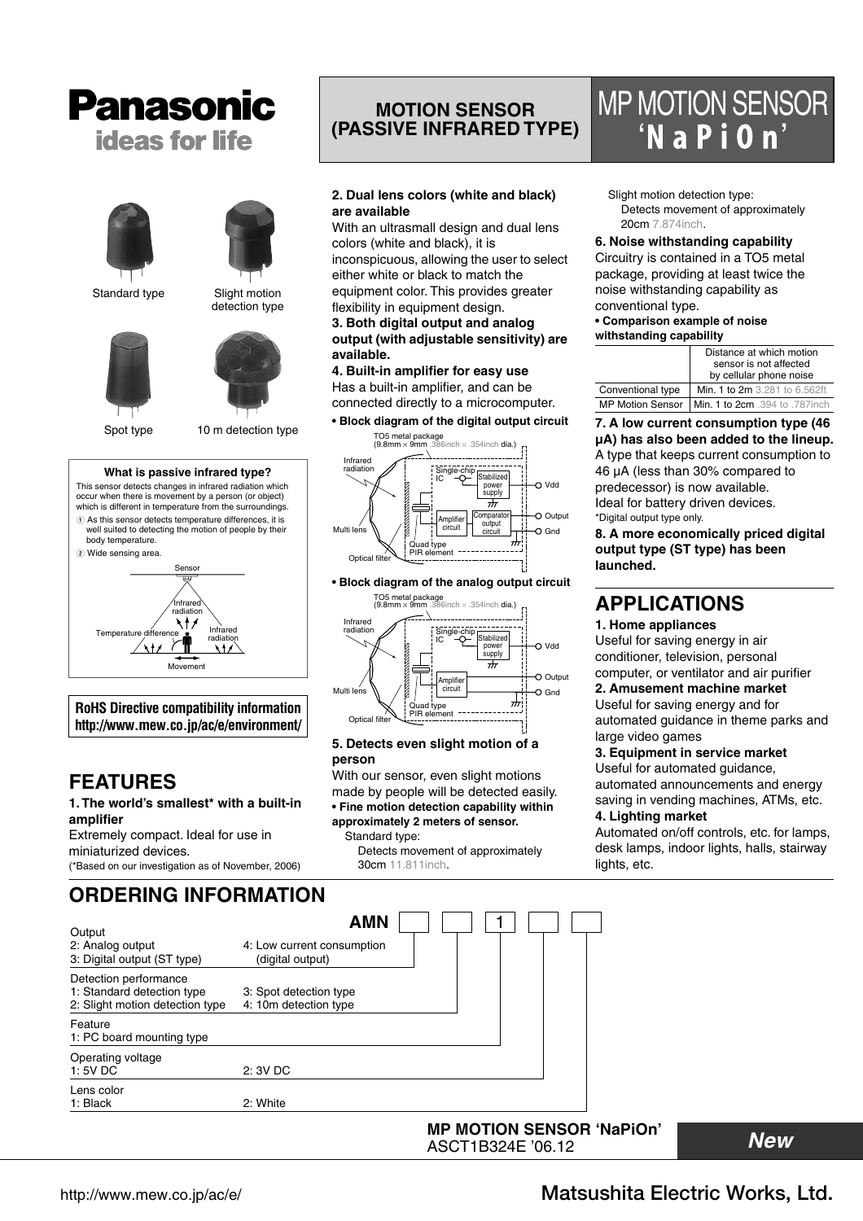# Panasonic
**ideas for life**

## MOTION SENSOR (PASSIVE INFRARED TYPE)

# MP MOTION SENSOR 'NaPiOn'

Standard type

Slight motion detection type

Spot type

10 m detection type

**What is passive infrared type?**

This sensor detects changes in infrared radiation which occur when there is movement by a person (or object) which is different in temperature from the surroundings.

① As this sensor detects temperature differences, it is well suited to detecting the motion of people by their body temperature.

② Wide sensing area.

Sensor
Infrared radiation
Temperature difference
Infrared radiation
Movement

**RoHS Directive compatibility information http://www.mew.co.jp/ac/e/environment/**

## FEATURES

**1. The world's smallest* with a built-in amplifier**

Extremely compact. Ideal for use in miniaturized devices.

(*Based on our investigation as of November, 2006)

**2. Dual lens colors (white and black) are available**

With an ultrasmall design and dual lens colors (white and black), it is inconspicuous, allowing the user to select either white or black to match the equipment color. This provides greater flexibility in equipment design.

**3. Both digital output and analog output (with adjustable sensitivity) are available.**

**4. Built-in amplifier for easy use**

Has a built-in amplifier, and can be connected directly to a microcomputer.

**• Block diagram of the digital output circuit**

TO5 metal package (9.8mm × 9mm .386inch × .354inch dia.)
Infrared radiation
Single-chip IC
Stabilized power supply
Vdd
Amplifier circuit
Comparator output circuit
Output
Gnd
Multi lens
Quad type PIR element
Optical filter

**• Block diagram of the analog output circuit**

TO5 metal package (9.8mm × 9mm .386inch × .354inch dia.)
Infrared radiation
Single-chip IC
Stabilized power supply
Vdd
Amplifier circuit
Output
Gnd
Multi lens
Quad type PIR element
Optical filter

**5. Detects even slight motion of a person**

With our sensor, even slight motions made by people will be detected easily.

**• Fine motion detection capability within approximately 2 meters of sensor.**

Standard type:
Detects movement of approximately 30cm 11.811inch.

Slight motion detection type:
Detects movement of approximately 20cm 7.874inch.

**6. Noise withstanding capability**

Circuitry is contained in a TO5 metal package, providing at least twice the noise withstanding capability as conventional type.

**• Comparison example of noise withstanding capability**

| | Distance at which motion sensor is not affected by cellular phone noise |
|---|---|
| Conventional type | Min. 1 to 2m 3.281 to 6.562ft |
| MP Motion Sensor | Min. 1 to 2cm .394 to .787inch |

**7. A low current consumption type (46 μA) has also been added to the lineup.**

A type that keeps current consumption to 46 μA (less than 30% compared to predecessor) is now available.
Ideal for battery driven devices.
*Digital output type only.

**8. A more economically priced digital output type (ST type) has been launched.**

## APPLICATIONS

**1. Home appliances**

Useful for saving energy in air conditioner, television, personal computer, or ventilator and air purifier

**2. Amusement machine market**

Useful for saving energy and for automated guidance in theme parks and large video games

**3. Equipment in service market**

Useful for automated guidance, automated announcements and energy saving in vending machines, ATMs, etc.

**4. Lighting market**

Automated on/off controls, etc. for lamps, desk lamps, indoor lights, halls, stairway lights, etc.

## ORDERING INFORMATION

AMN [ ] [ ] [1] [ ] [ ]

Output
2: Analog output
3: Digital output (ST type)
4: Low current consumption (digital output)

Detection performance
1: Standard detection type
2: Slight motion detection type
3: Spot detection type
4: 10m detection type

Feature
1: PC board mounting type

Operating voltage
1: 5V DC
2: 3V DC

Lens color
1: Black
2: White

**MP MOTION SENSOR 'NaPiOn'**
ASCT1B324E '06.12

***New***

http://www.mew.co.jp/ac/e/

Matsushita Electric Works, Ltd.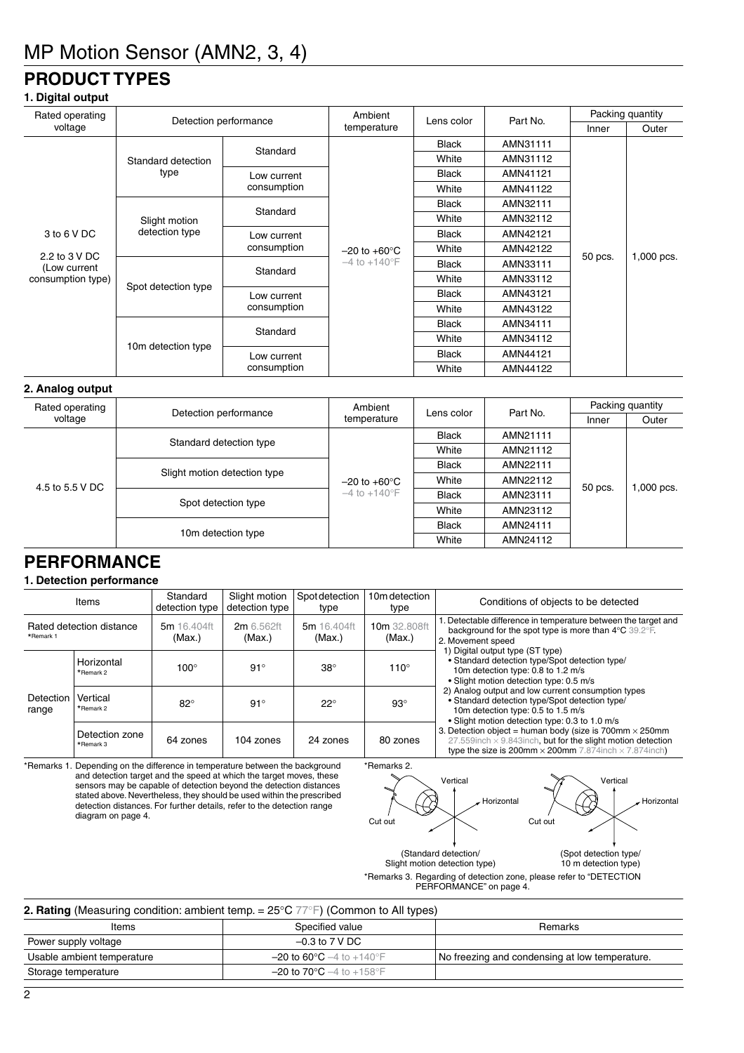# MP Motion Sensor (AMN2, 3, 4)

## PRODUCT TYPES

### 1. Digital output

| Rated operating voltage | Detection performance | | Ambient temperature | Lens color | Part No. | Packing quantity | |
|---|---|---|---|---|---|---|---|
| | | | | | | Inner | Outer |
| 3 to 6 V DC<br>2.2 to 3 V DC (Low current consumption type) | Standard detection type | Standard | –20 to +60°C –4 to +140°F | Black | AMN31111 | 50 pcs. | 1,000 pcs. |
| | | | | White | AMN31112 | | |
| | | Low current consumption | | Black | AMN41121 | | |
| | | | | White | AMN41122 | | |
| | Slight motion detection type | Standard | | Black | AMN32111 | | |
| | | | | White | AMN32112 | | |
| | | Low current consumption | | Black | AMN42121 | | |
| | | | | White | AMN42122 | | |
| | Spot detection type | Standard | | Black | AMN33111 | | |
| | | | | White | AMN33112 | | |
| | | Low current consumption | | Black | AMN43121 | | |
| | | | | White | AMN43122 | | |
| | 10m detection type | Standard | | Black | AMN34111 | | |
| | | | | White | AMN34112 | | |
| | | Low current consumption | | Black | AMN44121 | | |
| | | | | White | AMN44122 | | |

### 2. Analog output

| Rated operating voltage | Detection performance | Ambient temperature | Lens color | Part No. | Packing quantity | |
|---|---|---|---|---|---|---|
| | | | | | Inner | Outer |
| 4.5 to 5.5 V DC | Standard detection type | –20 to +60°C –4 to +140°F | Black | AMN21111 | 50 pcs. | 1,000 pcs. |
| | | | White | AMN21112 | | |
| | Slight motion detection type | | Black | AMN22111 | | |
| | | | White | AMN22112 | | |
| | Spot detection type | | Black | AMN23111 | | |
| | | | White | AMN23112 | | |
| | 10m detection type | | Black | AMN24111 | | |
| | | | White | AMN24112 | | |

## PERFORMANCE

### 1. Detection performance

| Items | | Standard detection type | Slight motion detection type | Spot detection type | 10m detection type | Conditions of objects to be detected |
|---|---|---|---|---|---|---|
| Rated detection distance *Remark 1 | | 5m 16.404ft (Max.) | 2m 6.562ft (Max.) | 5m 16.404ft (Max.) | 10m 32.808ft (Max.) | 1. Detectable difference in temperature between the target and background for the spot type is more than 4°C 39.2°F.<br>2. Movement speed<br>1) Digital output type (ST type)<br>• Standard detection type/Spot detection type/ 10m detection type: 0.8 to 1.2 m/s<br>• Slight motion detection type: 0.5 m/s<br>2) Analog output and low current consumption types<br>• Standard detection type/Spot detection type/ 10m detection type: 0.5 to 1.5 m/s<br>• Slight motion detection type: 0.3 to 1.0 m/s<br>3. Detection object = human body (size is 700mm × 250mm 27.559inch × 9.843inch, but for the slight motion detection type the size is 200mm × 200mm 7.874inch × 7.874inch) |
| Detection range | Horizontal *Remark 2 | 100° | 91° | 38° | 110° | |
| | Vertical *Remark 2 | 82° | 91° | 22° | 93° | |
| | Detection zone *Remark 3 | 64 zones | 104 zones | 24 zones | 80 zones | |

*Remarks 1. Depending on the difference in temperature between the background and detection target and the speed at which the target moves, these sensors may be capable of detection beyond the detection distances stated above. Nevertheless, they should be used within the prescribed detection distances. For further details, refer to the detection range diagram on page 4.

*Remarks 2.

Vertical
Horizontal
Cut out
(Standard detection/ Slight motion detection type)

Vertical
Horizontal
Cut out
(Spot detection type/ 10 m detection type)

*Remarks 3. Regarding of detection zone, please refer to "DETECTION PERFORMANCE" on page 4.

### 2. Rating (Measuring condition: ambient temp. = 25°C 77°F) (Common to All types)

| Items | Specified value | Remarks |
|---|---|---|
| Power supply voltage | –0.3 to 7 V DC | |
| Usable ambient temperature | –20 to 60°C –4 to +140°F | No freezing and condensing at low temperature. |
| Storage temperature | –20 to 70°C –4 to +158°F | |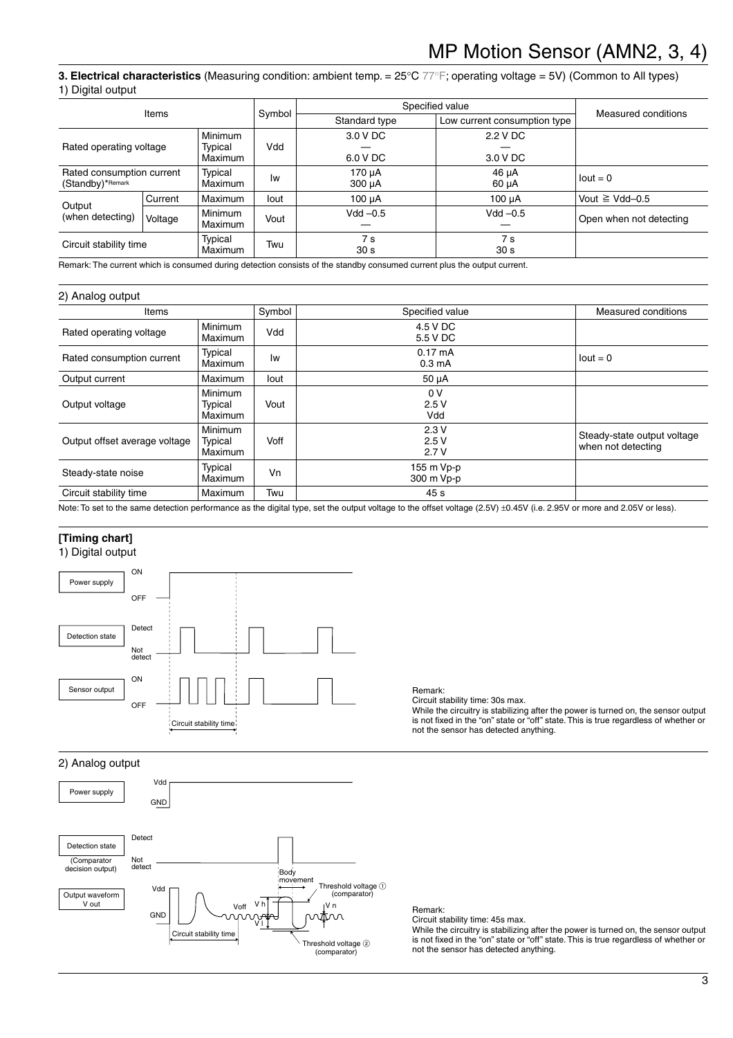**3. Electrical characteristics** (Measuring condition: ambient temp. = 25°C 77°F; operating voltage = 5V) (Common to All types)

1) Digital output

| Items | | | Symbol | Specified value | | Measured conditions |
|---|---|---|---|---|---|---|
| | | | | Standard type | Low current consumption type | |
| Rated operating voltage | | Minimum<br>Typical<br>Maximum | Vdd | 3.0 V DC<br>—<br>6.0 V DC | 2.2 V DC<br>—<br>3.0 V DC | |
| Rated consumption current (Standby)*Remark | | Typical<br>Maximum | Iw | 170 μA<br>300 μA | 46 μA<br>60 μA | Iout = 0 |
| Output (when detecting) | Current | Maximum | Iout | 100 μA | 100 μA | Vout ≧ Vdd–0.5 |
| | Voltage | Minimum<br>Maximum | Vout | Vdd –0.5<br>— | Vdd –0.5<br>— | Open when not detecting |
| Circuit stability time | | Typical<br>Maximum | Twu | 7 s<br>30 s | 7 s<br>30 s | |

Remark: The current which is consumed during detection consists of the standby consumed current plus the output current.

2) Analog output

| Items | | Symbol | Specified value | Measured conditions |
|---|---|---|---|---|
| Rated operating voltage | Minimum<br>Maximum | Vdd | 4.5 V DC<br>5.5 V DC | |
| Rated consumption current | Typical<br>Maximum | Iw | 0.17 mA<br>0.3 mA | Iout = 0 |
| Output current | Maximum | Iout | 50 μA | |
| Output voltage | Minimum<br>Typical<br>Maximum | Vout | 0 V<br>2.5 V<br>Vdd | |
| Output offset average voltage | Minimum<br>Typical<br>Maximum | Voff | 2.3 V<br>2.5 V<br>2.7 V | Steady-state output voltage when not detecting |
| Steady-state noise | Typical<br>Maximum | Vn | 155 m Vp-p<br>300 m Vp-p | |
| Circuit stability time | Maximum | Twu | 45 s | |

Note: To set to the same detection performance as the digital type, set the output voltage to the offset voltage (2.5V) ±0.45V (i.e. 2.95V or more and 2.05V or less).

**[Timing chart]**

1) Digital output

Power supply
ON
OFF
Detection state
Detect
Not detect
Sensor output
ON
OFF
Circuit stability time

Remark:
Circuit stability time: 30s max.
While the circuitry is stabilizing after the power is turned on, the sensor output is not fixed in the "on" state or "off" state. This is true regardless of whether or not the sensor has detected anything.

2) Analog output

Power supply
Vdd
GND
Detection state
(Comparator decision output)
Detect
Not detect
Body movement
Output waveform V out
Vdd
GND
Voff
V h
V l
V n
Threshold voltage ① (comparator)
Threshold voltage ② (comparator)
Circuit stability time

Remark:
Circuit stability time: 45s max.
While the circuitry is stabilizing after the power is turned on, the sensor output is not fixed in the "on" state or "off" state. This is true regardless of whether or not the sensor has detected anything.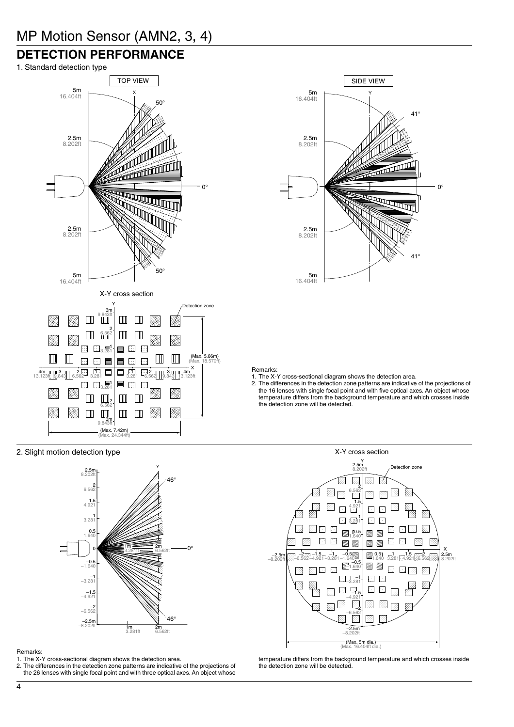# MP Motion Sensor (AMN2, 3, 4)

## DETECTION PERFORMANCE

1. Standard detection type

TOP VIEW

5m
16.404ft
2.5m
8.202ft
X
50°
0°
2.5m
8.202ft
5m
16.404ft
50°

SIDE VIEW

5m
16.404ft
2.5m
8.202ft
Y
41°
0°
2.5m
8.202ft
5m
16.404ft
41°

X-Y cross section

Y
3m
9.843ft
2
6.562
1
3.281
Detection zone
(Max. 5.66m)
(Max. 18.570ft)
X
4m 3 2 1 1 2 3 4m
13.123ft 9.843 6.562 3.281 3.281 6.562 9.843 13.123ft
1
3.281
2
6.562
3m
9.843ft
(Max. 7.42m)
(Max. 24.344ft)

Remarks:
1. The X-Y cross-sectional diagram shows the detection area.
2. The differences in the detection zone patterns are indicative of the projections of the 16 lenses with single focal point and with five optical axes. An object whose temperature differs from the background temperature and which crosses inside the detection zone will be detected.

2. Slight motion detection type

2.5m
8.202ft
2
6.562
1.5
4.921
1
3.281
0.5
1.640
0
–0.5
–1.640
–1
–3.281
–1.5
–4.921
–2
–6.562
–2.5m
–8.202ft
Y
46°
1m
3.281ft
2m
6.562ft
0°
46°
1m
3.281ft
2m
6.562ft

X-Y cross section

Y
2.5m
8.202ft
Detection zone
2
6.562
1.5
4.921
1
3.281
0.5
1.640
X
–2.5m –2 –1.5 –1 –0.5 0.5 1 1.5 2 2.5m
–8.202ft –6.562 –4.921 –3.281 –1.640 1.640 3.281 4.921 6.562 8.202ft
–0.5
–1.640
–1
–3.281
–1.5
–4.921
–2
–6.562
–2.5m
–8.202ft
(Max. 5m dia.)
(Max. 16.404ft dia.)

Remarks:
1. The X-Y cross-sectional diagram shows the detection area.
2. The differences in the detection zone patterns are indicative of the projections of the 26 lenses with single focal point and with three optical axes. An object whose temperature differs from the background temperature and which crosses inside the detection zone will be detected.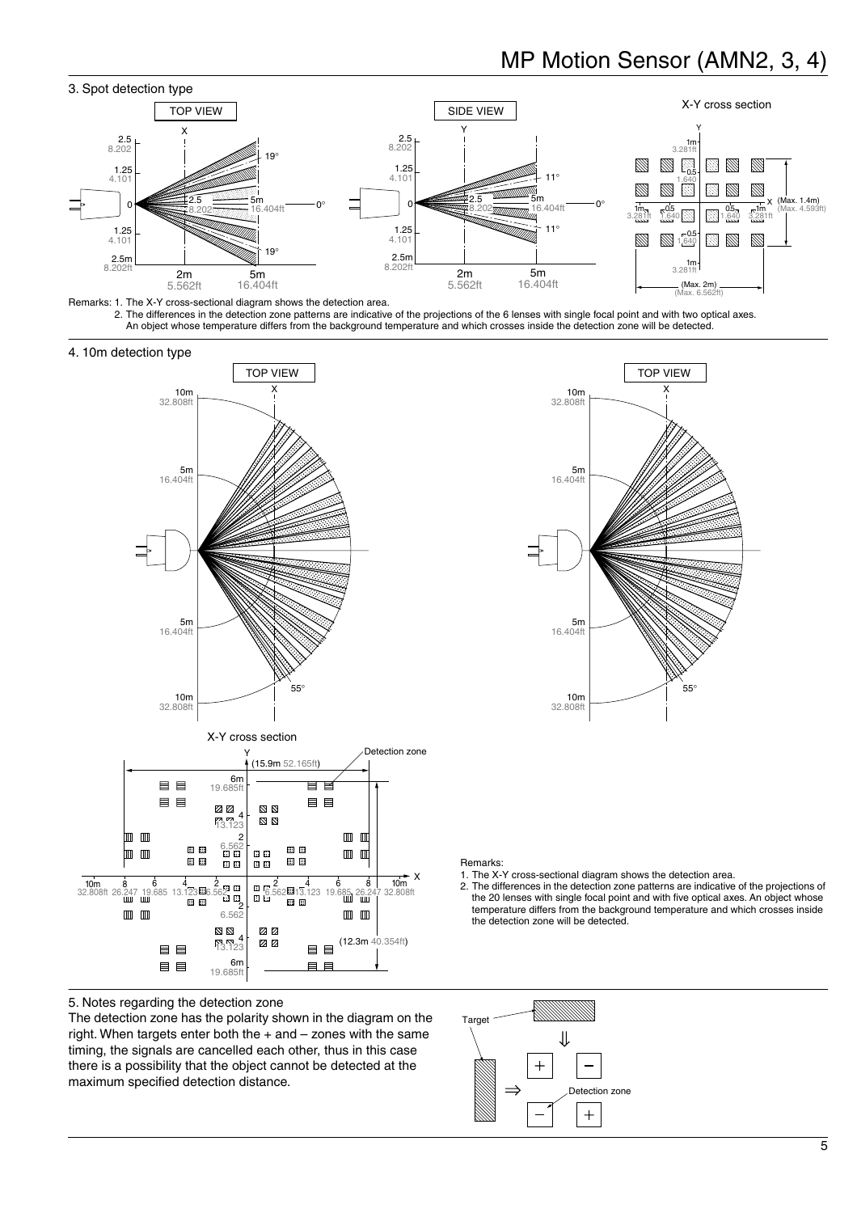### 3. Spot detection type

TOP VIEW

X

2.5
8.202
1.25
4.101
0
1.25
4.101
2.5m
8.202ft

2.5
8.202
5m
16.404ft
19°
0°
19°

2m
5.562ft
5m
16.404ft

SIDE VIEW

Y

2.5
8.202
1.25
4.101
0
1.25
4.101
2.5m
8.202ft

2.5
8.202
5m
16.404ft
11°
0°
11°

2m
5.562ft
5m
16.404ft

X-Y cross section

Y
1m
3.281ft
0.5
1.640
X
(Max. 1.4m)
(Max. 4.593ft)
1m 3.281ft
0.5 1.640
0.5 1.640
1m 3.281ft
0.5
1.640
1m
3.281ft
(Max. 2m)
(Max. 6.562ft)

Remarks: 1. The X-Y cross-sectional diagram shows the detection area.
2. The differences in the detection zone patterns are indicative of the projections of the 6 lenses with single focal point and with two optical axes. An object whose temperature differs from the background temperature and which crosses inside the detection zone will be detected.

### 4. 10m detection type

TOP VIEW

X

10m
32.808ft
5m
16.404ft
5m
16.404ft
10m
32.808ft
55°

TOP VIEW

X

10m
32.808ft
5m
16.404ft
5m
16.404ft
10m
32.808ft
55°

X-Y cross section

Y
(15.9m 52.165ft)
Detection zone
6m
19.685ft
4
13.123
2
6.562
10m 32.808ft
8 26.247
6 19.685
4 13.123
2 6.562
2 6.562
4 13.123
6 19.685
8 26.247
10m 32.808ft
X
2
6.562
4
13.123
6m
19.685ft
(12.3m 40.354ft)

Remarks:
1. The X-Y cross-sectional diagram shows the detection area.
2. The differences in the detection zone patterns are indicative of the projections of the 20 lenses with single focal point and with five optical axes. An object whose temperature differs from the background temperature and which crosses inside the detection zone will be detected.

### 5. Notes regarding the detection zone

The detection zone has the polarity shown in the diagram on the right. When targets enter both the + and – zones with the same timing, the signals are cancelled each other, thus in this case there is a possibility that the object cannot be detected at the maximum specified detection distance.

Target
+
–
–
+
Detection zone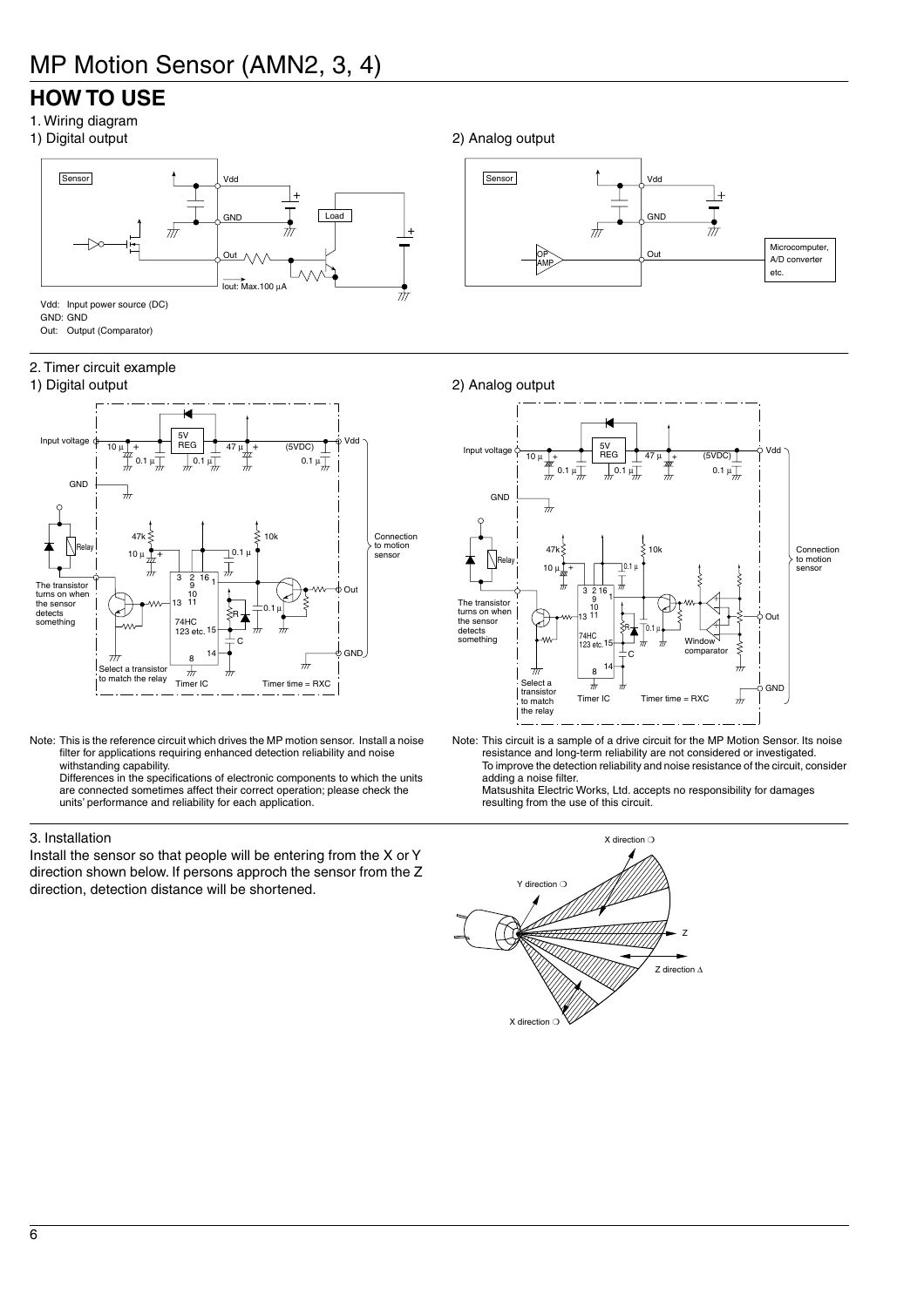# MP Motion Sensor (AMN2, 3, 4)

## HOW TO USE

1. Wiring diagram

1) Digital output

Sensor
Vdd
GND
Load
Out
Iout: Max.100 µA

Vdd: Input power source (DC)
GND: GND
Out: Output (Comparator)

2) Analog output

Sensor
Vdd
GND
OP AMP
Out
Microcomputer, A/D converter etc.

2. Timer circuit example

1) Digital output

Input voltage
10 µ
0.1 µ
5V REG
0.1 µ
47 µ
(5VDC)
0.1 µ
Vdd
GND
47k
10 µ
0.1 µ
10k
Relay
The transistor turns on when the sensor detects something
Select a transistor to match the relay
74HC 123 etc.
Timer IC
R
C
0.1 µ
Out
GND
Timer time = RXC
Connection to motion sensor

Note: This is the reference circuit which drives the MP motion sensor. Install a noise filter for applications requiring enhanced detection reliability and noise withstanding capability.
Differences in the specifications of electronic components to which the units are connected sometimes affect their correct operation; please check the units' performance and reliability for each application.

2) Analog output

Input voltage
10 µ
0.1 µ
5V REG
0.1 µ
47 µ
(5VDC)
0.1 µ
Vdd
GND
47k
10 µ
0.1 µ
10k
Relay
The transistor turns on when the sensor detects something
Select a transistor to match the relay
74HC 123 etc.
Timer IC
R
C
0.1 µ
Window comparator
Out
GND
Timer time = RXC
Connection to motion sensor

Note: This circuit is a sample of a drive circuit for the MP Motion Sensor. Its noise resistance and long-term reliability are not considered or investigated.
To improve the detection reliability and noise resistance of the circuit, consider adding a noise filter.
Matsushita Electric Works, Ltd. accepts no responsibility for damages resulting from the use of this circuit.

3. Installation

Install the sensor so that people will be entering from the X or Y direction shown below. If persons approch the sensor from the Z direction, detection distance will be shortened.

X direction ❍
Y direction ❍
Z
Z direction ∆
X direction ❍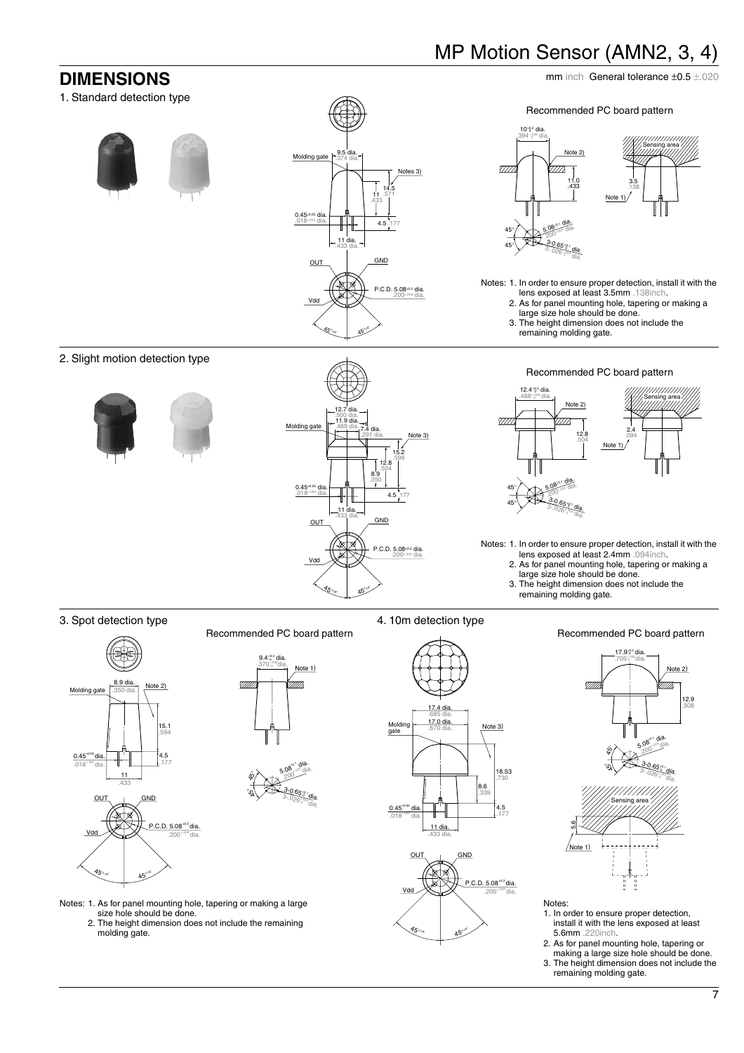## DIMENSIONS

mm inch General tolerance ±0.5 ±.020

### 1. Standard detection type

Molding gate
9.5 dia.
.374 dia.
Notes 3)
14.5
.571
11
.433
0.45±0.05 dia.
.018±.002 dia.
4.5 .177
11 dia.
.433 dia.
OUT
GND
Vdd
P.C.D. 5.08±0.2 dia.
.200±.008 dia.
45°±3°
45°±3°

Recommended PC board pattern

10+0.2 dia.
.394+.008 dia.
Note 2)
11.0
.433
Sensing area
3.5
.138
Note 1)
45°
45°
5.08±0.1 dia.
.200±.004 dia.
3-0.65+0.1 dia.
3-.026+.004 dia.

Notes: 1. In order to ensure proper detection, install it with the lens exposed at least 3.5mm .138inch.
2. As for panel mounting hole, tapering or making a large size hole should be done.
3. The height dimension does not include the remaining molding gate.

### 2. Slight motion detection type

Molding gate
12.7 dia.
.500 dia.
11.9 dia.
.469 dia.
7.4 dia.
.291 dia.
Note 3)
15.2
.598
12.8
.504
8.9
.350
0.45±0.05 dia.
.018±.002 dia.
4.5 .177
11 dia.
.433 dia.
OUT
GND
Vdd
P.C.D. 5.08±0.2 dia.
.200±.008 dia.
45°±3°
45°±3°

Recommended PC board pattern

12.4+0.2 dia.
.488+.008 dia.
Note 2)
12.8
.504
Sensing area
2.4
.094
Note 1)
45°
45°
5.08±0.1 dia.
.200±.004 dia.
3-0.65+0.1 dia.
3-.026+.004 dia.

Notes: 1. In order to ensure proper detection, install it with the lens exposed at least 2.4mm .094inch.
2. As for panel mounting hole, tapering or making a large size hole should be done.
3. The height dimension does not include the remaining molding gate.

### 3. Spot detection type

Molding gate
8.9 dia.
.350 dia.
Note 2)
15.1
.594
0.45±0.05 dia.
.018±.002 dia.
4.5
.177
11
.433
OUT
GND
Vdd
P.C.D. 5.08±0.2 dia.
.200±.008 dia.
45°±3°
45°±3°

Recommended PC board pattern

9.4+0.2 dia.
.370+.008 dia.
Note 1)
45°
45°
5.08±0.1 dia.
.200±.004 dia.
3-0.65+0.1 dia.
3-.026+.004 dia.

Notes: 1. As for panel mounting hole, tapering or making a large size hole should be done.
2. The height dimension does not include the remaining molding gate.

### 4. 10m detection type

17.4 dia.
.685 dia.
Molding gate
17.0 dia.
.670 dia.
Note 3)
18.53
.730
8.6
.339
0.45±0.05 dia.
.018±.002 dia.
4.5
.177
11 dia.
.433 dia.
OUT
GND
Vdd
P.C.D. 5.08±0.2 dia.
.200±.008 dia.
45°±3°
45°±3°

Recommended PC board pattern

17.9+0.2 dia.
.705+.008 dia.
Note 2)
12.9
.508
45°
45°
5.08±0.1 dia.
.200±.004 dia.
3-0.65+0.1 dia.
3-.026+.004 dia.
Sensing area
5.6
Note 1)

Notes:
1. In order to ensure proper detection, install it with the lens exposed at least 5.6mm .220inch.
2. As for panel mounting hole, tapering or making a large size hole should be done.
3. The height dimension does not include the remaining molding gate.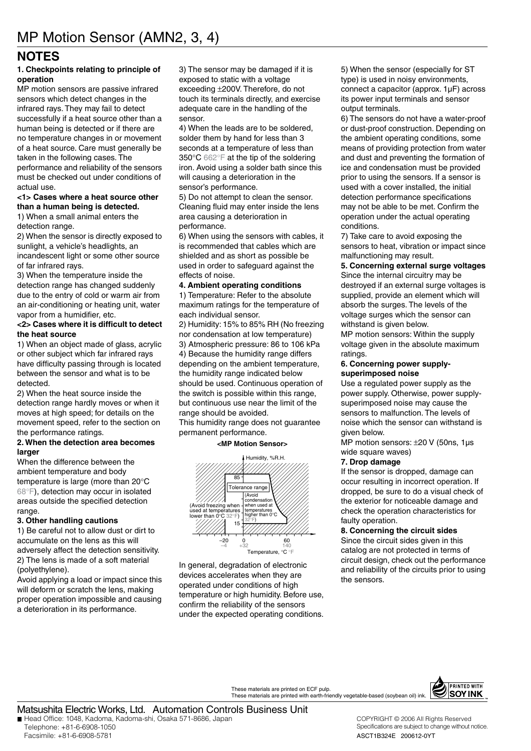# MP Motion Sensor (AMN2, 3, 4)

## NOTES

**1. Checkpoints relating to principle of operation**

MP motion sensors are passive infrared sensors which detect changes in the infrared rays. They may fail to detect successfully if a heat source other than a human being is detected or if there are no temperature changes in or movement of a heat source. Care must generally be taken in the following cases. The performance and reliability of the sensors must be checked out under conditions of actual use.

**<1> Cases where a heat source other than a human being is detected.**

1) When a small animal enters the detection range.

2) When the sensor is directly exposed to sunlight, a vehicle's headlights, an incandescent light or some other source of far infrared rays.

3) When the temperature inside the detection range has changed suddenly due to the entry of cold or warm air from an air-conditioning or heating unit, water vapor from a humidifier, etc.

**<2> Cases where it is difficult to detect the heat source**

1) When an object made of glass, acrylic or other subject which far infrared rays have difficulty passing through is located between the sensor and what is to be detected.

2) When the heat source inside the detection range hardly moves or when it moves at high speed; for details on the movement speed, refer to the section on the performance ratings.

**2. When the detection area becomes larger**

When the difference between the ambient temperature and body temperature is large (more than 20°C 68°F), detection may occur in isolated areas outside the specified detection range.

**3. Other handling cautions**

1) Be careful not to allow dust or dirt to accumulate on the lens as this will adversely affect the detection sensitivity.

2) The lens is made of a soft material (polyethylene).

Avoid applying a load or impact since this will deform or scratch the lens, making proper operation impossible and causing a deterioration in its performance.

3) The sensor may be damaged if it is exposed to static with a voltage exceeding ±200V. Therefore, do not touch its terminals directly, and exercise adequate care in the handling of the sensor.

4) When the leads are to be soldered, solder them by hand for less than 3 seconds at a temperature of less than 350°C 662°F at the tip of the soldering iron. Avoid using a solder bath since this will causing a deterioration in the sensor's performance.

5) Do not attempt to clean the sensor. Cleaning fluid may enter inside the lens area causing a deterioration in performance.

6) When using the sensors with cables, it is recommended that cables which are shielded and as short as possible be used in order to safeguard against the effects of noise.

**4. Ambient operating conditions**

1) Temperature: Refer to the absolute maximum ratings for the temperature of each individual sensor.

2) Humidity: 15% to 85% RH (No freezing nor condensation at low temperature)

3) Atmospheric pressure: 86 to 106 kPa

4) Because the humidity range differs depending on the ambient temperature, the humidity range indicated below should be used. Continuous operation of the switch is possible within this range, but continuous use near the limit of the range should be avoided.

This humidity range does not guarantee permanent performance.

**<MP Motion Sensor>**

Humidity, %R.H.
85
Tolerance range
(Avoid freezing when used at temperatures lower than 0°C 32°F)
(Avoid condensation when used at temperatures higher than 0°C 32°F)
15
–20 –4
0 +32
60 140
Temperature, °C °F

In general, degradation of electronic devices accelerates when they are operated under conditions of high temperature or high humidity. Before use, confirm the reliability of the sensors under the expected operating conditions.

5) When the sensor (especially for ST type) is used in noisy environments, connect a capacitor (approx. 1µF) across its power input terminals and sensor output terminals.

6) The sensors do not have a water-proof or dust-proof construction. Depending on the ambient operating conditions, some means of providing protection from water and dust and preventing the formation of ice and condensation must be provided prior to using the sensors. If a sensor is used with a cover installed, the initial detection performance specifications may not be able to be met. Confirm the operation under the actual operating conditions.

7) Take care to avoid exposing the sensors to heat, vibration or impact since malfunctioning may result.

**5. Concerning external surge voltages**

Since the internal circuitry may be destroyed if an external surge voltages is supplied, provide an element which will absorb the surges. The levels of the voltage surges which the sensor can withstand is given below.

MP motion sensors: Within the supply voltage given in the absolute maximum ratings.

**6. Concerning power supply-superimposed noise**

Use a regulated power supply as the power supply. Otherwise, power supply-superimposed noise may cause the sensors to malfunction. The levels of noise which the sensor can withstand is given below.

MP motion sensors: ±20 V (50ns, 1µs wide square waves)

**7. Drop damage**

If the sensor is dropped, damage can occur resulting in incorrect operation. If dropped, be sure to do a visual check of the exterior for noticeable damage and check the operation characteristics for faulty operation.

**8. Concerning the circuit sides**

Since the circuit sides given in this catalog are not protected in terms of circuit design, check out the performance and reliability of the circuits prior to using the sensors.

These materials are printed on ECF pulp.
These materials are printed with earth-friendly vegetable-based (soybean oil) ink.

Matsushita Electric Works, Ltd. Automation Controls Business Unit
Head Office: 1048, Kadoma, Kadoma-shi, Osaka 571-8686, Japan
Telephone: +81-6-6908-1050
Facsimile: +81-6-6908-5781

COPYRIGHT © 2006 All Rights Reserved
Specifications are subject to change without notice.
ASCT1B324E 200612-0YT